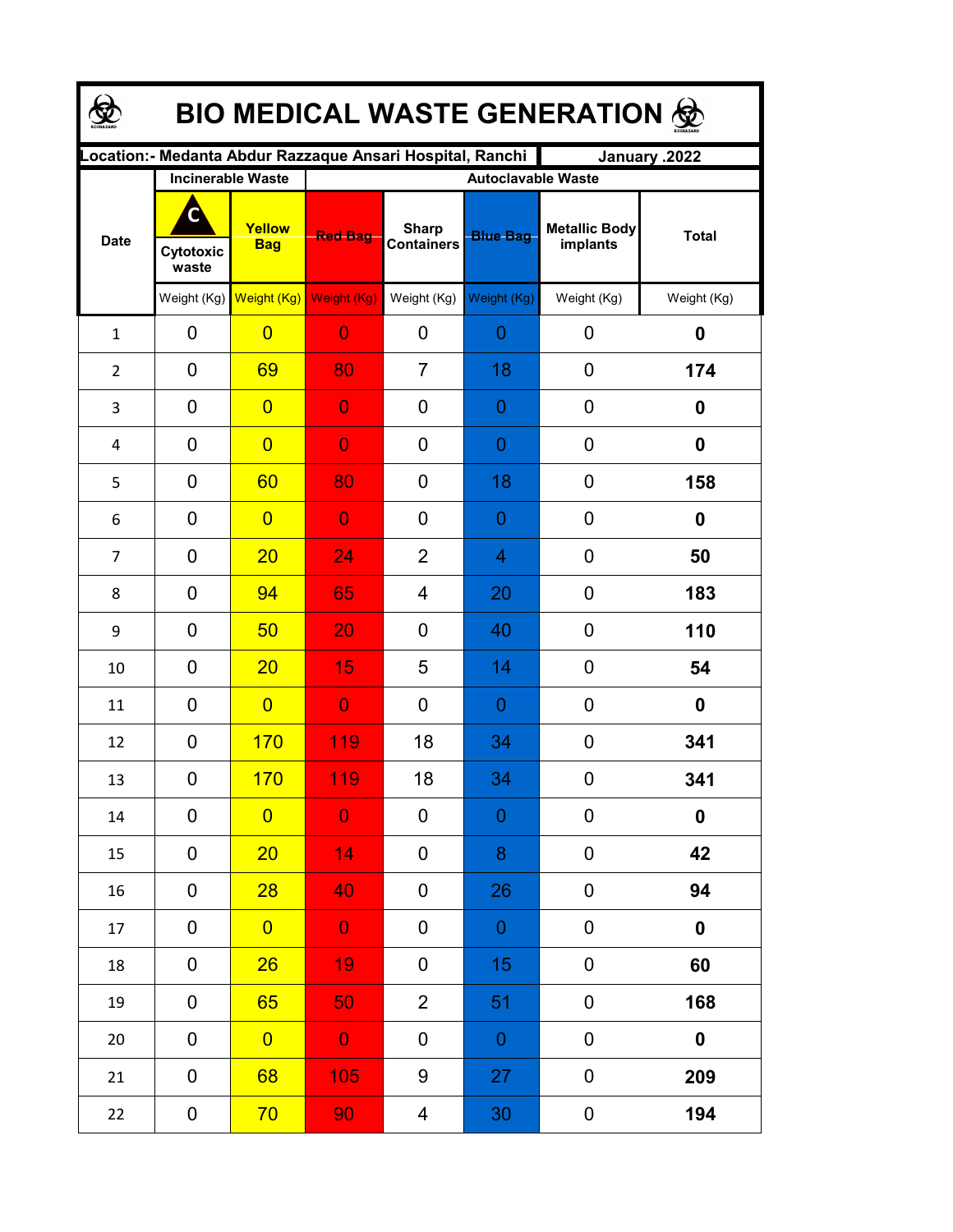# BIO MEDICAL WASTE GENERATION

**Location:- Medanta Abdur Razzaque Ansari Hospital, Ranchi** | **January .2022**

| Date | Incinerable Waste | | Autoclavable Waste | | | | |
|---|---|---|---|---|---|---|---|
| | C Cytotoxic waste | Yellow Bag | Red Bag | Sharp Containers | Blue Bag | Metallic Body implants | Total |
| | Weight (Kg) | Weight (Kg) | Weight (Kg) | Weight (Kg) | Weight (Kg) | Weight (Kg) | Weight (Kg) |
| 1 | 0 | 0 | 0 | 0 | 0 | 0 | **0** |
| 2 | 0 | 69 | 80 | 7 | 18 | 0 | **174** |
| 3 | 0 | 0 | 0 | 0 | 0 | 0 | **0** |
| 4 | 0 | 0 | 0 | 0 | 0 | 0 | **0** |
| 5 | 0 | 60 | 80 | 0 | 18 | 0 | **158** |
| 6 | 0 | 0 | 0 | 0 | 0 | 0 | **0** |
| 7 | 0 | 20 | 24 | 2 | 4 | 0 | **50** |
| 8 | 0 | 94 | 65 | 4 | 20 | 0 | **183** |
| 9 | 0 | 50 | 20 | 0 | 40 | 0 | **110** |
| 10 | 0 | 20 | 15 | 5 | 14 | 0 | **54** |
| 11 | 0 | 0 | 0 | 0 | 0 | 0 | **0** |
| 12 | 0 | 170 | 119 | 18 | 34 | 0 | **341** |
| 13 | 0 | 170 | 119 | 18 | 34 | 0 | **341** |
| 14 | 0 | 0 | 0 | 0 | 0 | 0 | **0** |
| 15 | 0 | 20 | 14 | 0 | 8 | 0 | **42** |
| 16 | 0 | 28 | 40 | 0 | 26 | 0 | **94** |
| 17 | 0 | 0 | 0 | 0 | 0 | 0 | **0** |
| 18 | 0 | 26 | 19 | 0 | 15 | 0 | **60** |
| 19 | 0 | 65 | 50 | 2 | 51 | 0 | **168** |
| 20 | 0 | 0 | 0 | 0 | 0 | 0 | **0** |
| 21 | 0 | 68 | 105 | 9 | 27 | 0 | **209** |
| 22 | 0 | 70 | 90 | 4 | 30 | 0 | **194** |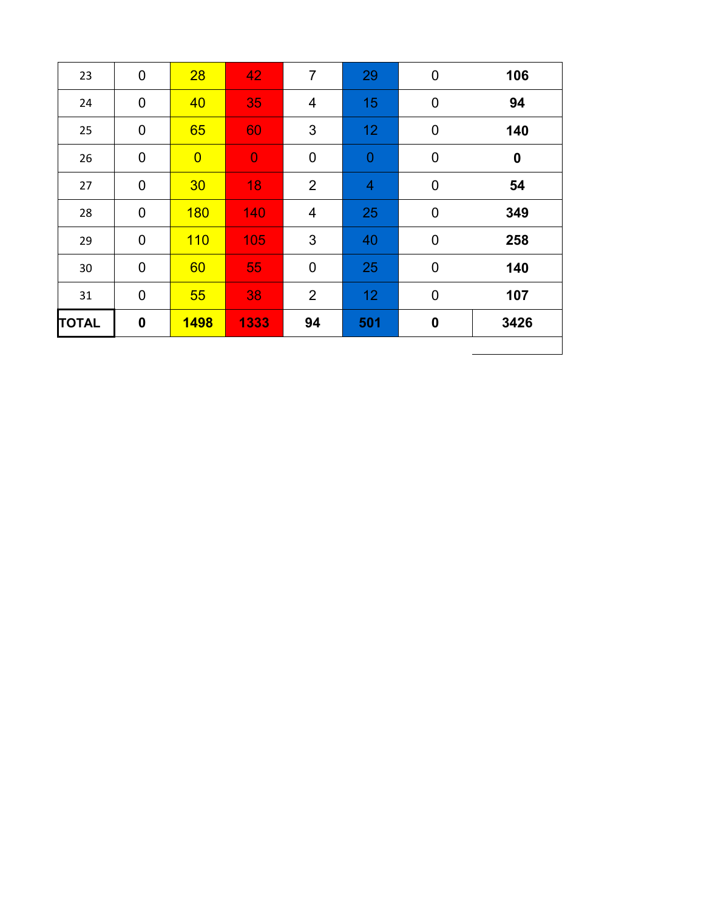| | | | | | | | |
|---|---|---|---|---|---|---|---|
| 23 | 0 | 28 | 42 | 7 | 29 | 0 | **106** |
| 24 | 0 | 40 | 35 | 4 | 15 | 0 | **94** |
| 25 | 0 | 65 | 60 | 3 | 12 | 0 | **140** |
| 26 | 0 | 0 | 0 | 0 | 0 | 0 | **0** |
| 27 | 0 | 30 | 18 | 2 | 4 | 0 | **54** |
| 28 | 0 | 180 | 140 | 4 | 25 | 0 | **349** |
| 29 | 0 | 110 | 105 | 3 | 40 | 0 | **258** |
| 30 | 0 | 60 | 55 | 0 | 25 | 0 | **140** |
| 31 | 0 | 55 | 38 | 2 | 12 | 0 | **107** |
| **TOTAL** | **0** | **1498** | **1333** | **94** | **501** | **0** | **3426** |